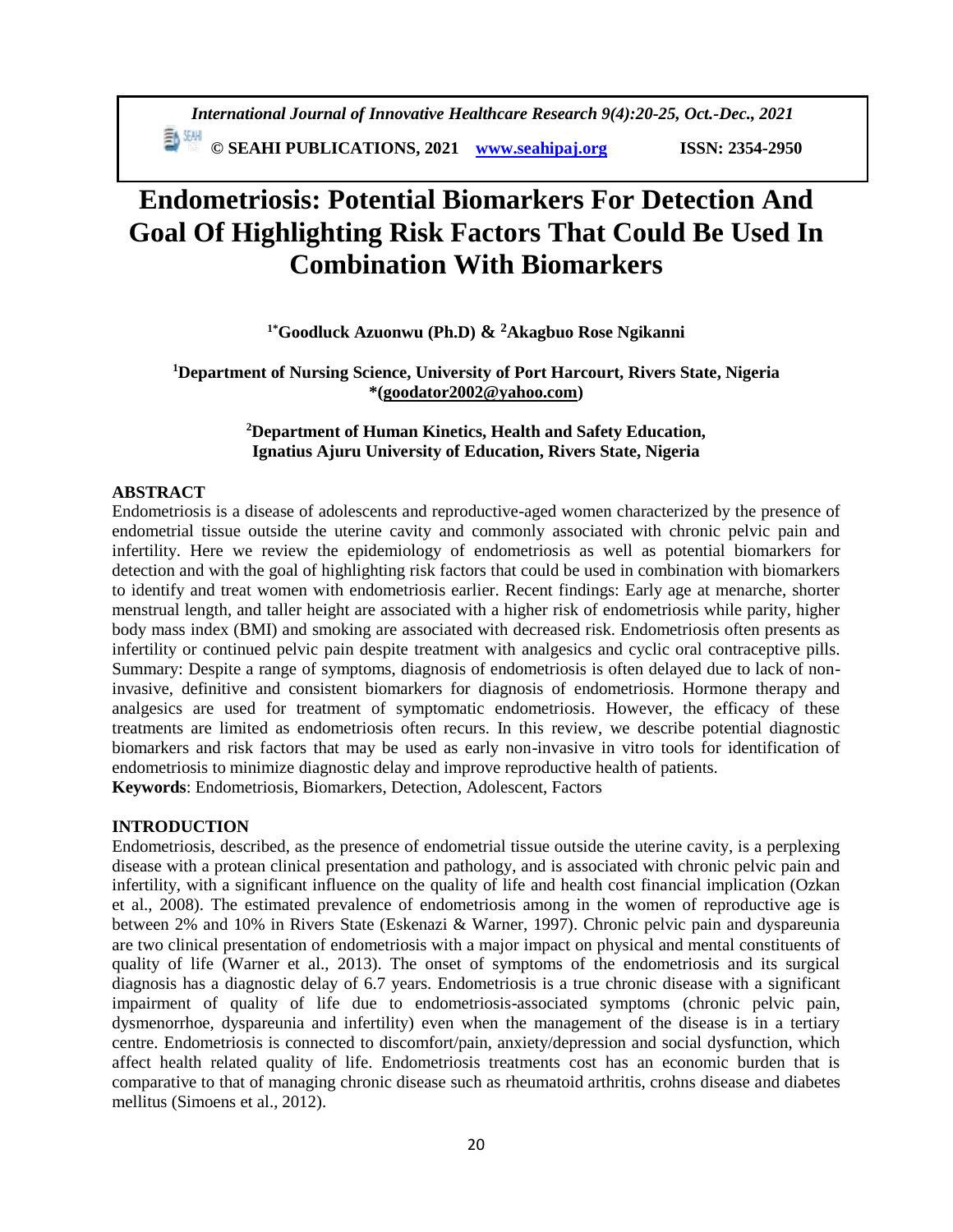# Endometriosis: Potential Biomarkers For Detection And Goal Of Highlighting Risk Factors That Could Be Used In Combination With Biomarkers

**[1*]Goodluck Azuonwu (Ph.D) & [2]Akagbuo Rose Ngikanni**

**[1]Department of Nursing Science, University of Port Harcourt, Rivers State, Nigeria**
**\*(goodator2002@yahoo.com)**

**[2]Department of Human Kinetics, Health and Safety Education,**
**Ignatius Ajuru University of Education, Rivers State, Nigeria**

## ABSTRACT

Endometriosis is a disease of adolescents and reproductive-aged women characterized by the presence of endometrial tissue outside the uterine cavity and commonly associated with chronic pelvic pain and infertility. Here we review the epidemiology of endometriosis as well as potential biomarkers for detection and with the goal of highlighting risk factors that could be used in combination with biomarkers to identify and treat women with endometriosis earlier. Recent findings: Early age at menarche, shorter menstrual length, and taller height are associated with a higher risk of endometriosis while parity, higher body mass index (BMI) and smoking are associated with decreased risk. Endometriosis often presents as infertility or continued pelvic pain despite treatment with analgesics and cyclic oral contraceptive pills. Summary: Despite a range of symptoms, diagnosis of endometriosis is often delayed due to lack of non-invasive, definitive and consistent biomarkers for diagnosis of endometriosis. Hormone therapy and analgesics are used for treatment of symptomatic endometriosis. However, the efficacy of these treatments are limited as endometriosis often recurs. In this review, we describe potential diagnostic biomarkers and risk factors that may be used as early non-invasive in vitro tools for identification of endometriosis to minimize diagnostic delay and improve reproductive health of patients.

**Keywords**: Endometriosis, Biomarkers, Detection, Adolescent, Factors

## INTRODUCTION

Endometriosis, described, as the presence of endometrial tissue outside the uterine cavity, is a perplexing disease with a protean clinical presentation and pathology, and is associated with chronic pelvic pain and infertility, with a significant influence on the quality of life and health cost financial implication (Ozkan et al., 2008). The estimated prevalence of endometriosis among in the women of reproductive age is between 2% and 10% in Rivers State (Eskenazi & Warner, 1997). Chronic pelvic pain and dyspareunia are two clinical presentation of endometriosis with a major impact on physical and mental constituents of quality of life (Warner et al., 2013). The onset of symptoms of the endometriosis and its surgical diagnosis has a diagnostic delay of 6.7 years. Endometriosis is a true chronic disease with a significant impairment of quality of life due to endometriosis-associated symptoms (chronic pelvic pain, dysmenorrhoe, dyspareunia and infertility) even when the management of the disease is in a tertiary centre. Endometriosis is connected to discomfort/pain, anxiety/depression and social dysfunction, which affect health related quality of life. Endometriosis treatments cost has an economic burden that is comparative to that of managing chronic disease such as rheumatoid arthritis, crohns disease and diabetes mellitus (Simoens et al., 2012).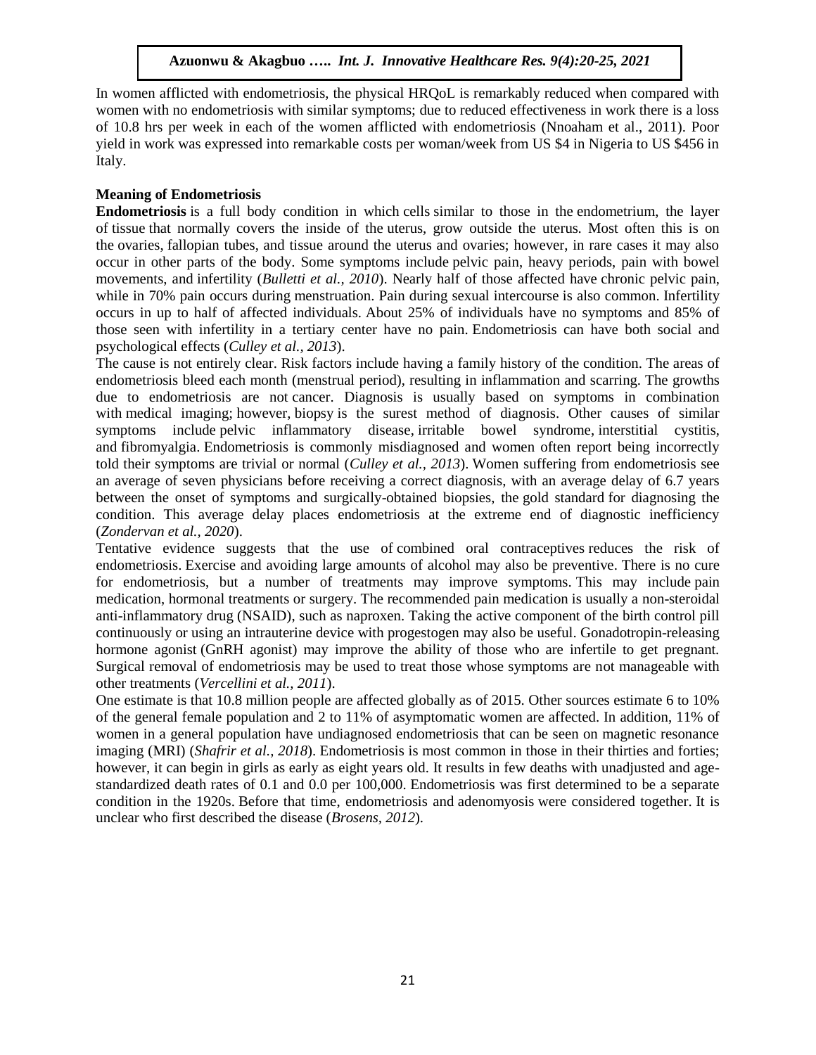In women afflicted with endometriosis, the physical HRQoL is remarkably reduced when compared with women with no endometriosis with similar symptoms; due to reduced effectiveness in work there is a loss of 10.8 hrs per week in each of the women afflicted with endometriosis (Nnoaham et al., 2011). Poor yield in work was expressed into remarkable costs per woman/week from US $4 in Nigeria to US $456 in Italy.

**Meaning of Endometriosis**

**Endometriosis** is a full body condition in which cells similar to those in the endometrium, the layer of tissue that normally covers the inside of the uterus, grow outside the uterus. Most often this is on the ovaries, fallopian tubes, and tissue around the uterus and ovaries; however, in rare cases it may also occur in other parts of the body. Some symptoms include pelvic pain, heavy periods, pain with bowel movements, and infertility (*Bulletti et al., 2010*). Nearly half of those affected have chronic pelvic pain, while in 70% pain occurs during menstruation. Pain during sexual intercourse is also common. Infertility occurs in up to half of affected individuals. About 25% of individuals have no symptoms and 85% of those seen with infertility in a tertiary center have no pain. Endometriosis can have both social and psychological effects (*Culley et al., 2013*).

The cause is not entirely clear. Risk factors include having a family history of the condition. The areas of endometriosis bleed each month (menstrual period), resulting in inflammation and scarring. The growths due to endometriosis are not cancer. Diagnosis is usually based on symptoms in combination with medical imaging; however, biopsy is the surest method of diagnosis. Other causes of similar symptoms include pelvic inflammatory disease, irritable bowel syndrome, interstitial cystitis, and fibromyalgia. Endometriosis is commonly misdiagnosed and women often report being incorrectly told their symptoms are trivial or normal (*Culley et al., 2013*). Women suffering from endometriosis see an average of seven physicians before receiving a correct diagnosis, with an average delay of 6.7 years between the onset of symptoms and surgically-obtained biopsies, the gold standard for diagnosing the condition. This average delay places endometriosis at the extreme end of diagnostic inefficiency (*Zondervan et al., 2020*).

Tentative evidence suggests that the use of combined oral contraceptives reduces the risk of endometriosis. Exercise and avoiding large amounts of alcohol may also be preventive. There is no cure for endometriosis, but a number of treatments may improve symptoms. This may include pain medication, hormonal treatments or surgery. The recommended pain medication is usually a non-steroidal anti-inflammatory drug (NSAID), such as naproxen. Taking the active component of the birth control pill continuously or using an intrauterine device with progestogen may also be useful. Gonadotropin-releasing hormone agonist (GnRH agonist) may improve the ability of those who are infertile to get pregnant. Surgical removal of endometriosis may be used to treat those whose symptoms are not manageable with other treatments (*Vercellini et al., 2011*).

One estimate is that 10.8 million people are affected globally as of 2015. Other sources estimate 6 to 10% of the general female population and 2 to 11% of asymptomatic women are affected. In addition, 11% of women in a general population have undiagnosed endometriosis that can be seen on magnetic resonance imaging (MRI) (*Shafrir et al., 2018*). Endometriosis is most common in those in their thirties and forties; however, it can begin in girls as early as eight years old. It results in few deaths with unadjusted and age-standardized death rates of 0.1 and 0.0 per 100,000. Endometriosis was first determined to be a separate condition in the 1920s. Before that time, endometriosis and adenomyosis were considered together. It is unclear who first described the disease (*Brosens, 2012*).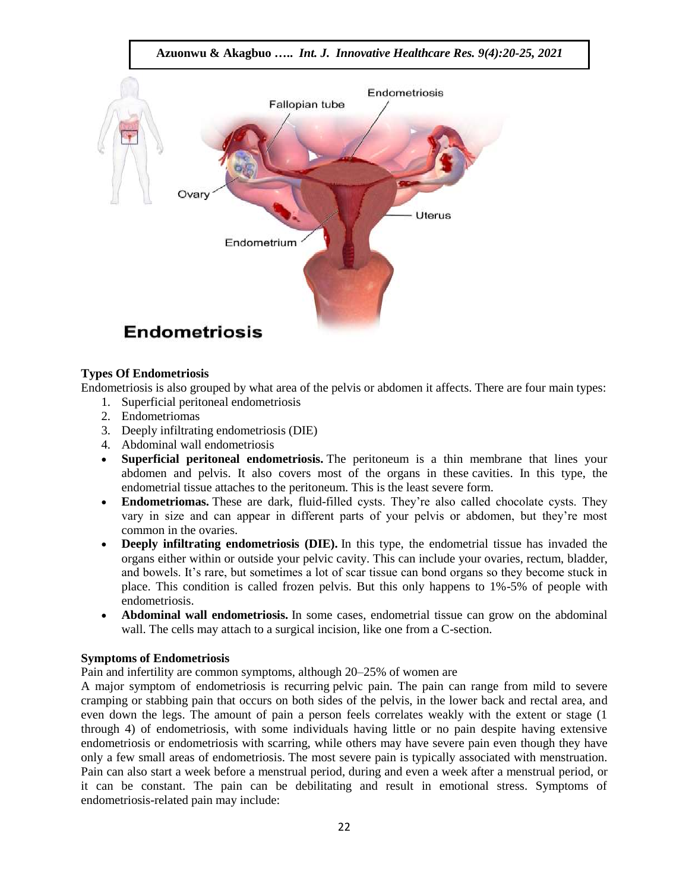Endometriosis

**Types Of Endometriosis**

Endometriosis is also grouped by what area of the pelvis or abdomen it affects. There are four main types:

1. Superficial peritoneal endometriosis
2. Endometriomas
3. Deeply infiltrating endometriosis (DIE)
4. Abdominal wall endometriosis

- **Superficial peritoneal endometriosis.** The peritoneum is a thin membrane that lines your abdomen and pelvis. It also covers most of the organs in these cavities. In this type, the endometrial tissue attaches to the peritoneum. This is the least severe form.
- **Endometriomas.** These are dark, fluid-filled cysts. They're also called chocolate cysts. They vary in size and can appear in different parts of your pelvis or abdomen, but they're most common in the ovaries.
- **Deeply infiltrating endometriosis (DIE).** In this type, the endometrial tissue has invaded the organs either within or outside your pelvic cavity. This can include your ovaries, rectum, bladder, and bowels. It's rare, but sometimes a lot of scar tissue can bond organs so they become stuck in place. This condition is called frozen pelvis. But this only happens to 1%-5% of people with endometriosis.
- **Abdominal wall endometriosis.** In some cases, endometrial tissue can grow on the abdominal wall. The cells may attach to a surgical incision, like one from a C-section.

**Symptoms of Endometriosis**

Pain and infertility are common symptoms, although 20–25% of women are

A major symptom of endometriosis is recurring pelvic pain. The pain can range from mild to severe cramping or stabbing pain that occurs on both sides of the pelvis, in the lower back and rectal area, and even down the legs. The amount of pain a person feels correlates weakly with the extent or stage (1 through 4) of endometriosis, with some individuals having little or no pain despite having extensive endometriosis or endometriosis with scarring, while others may have severe pain even though they have only a few small areas of endometriosis. The most severe pain is typically associated with menstruation. Pain can also start a week before a menstrual period, during and even a week after a menstrual period, or it can be constant. The pain can be debilitating and result in emotional stress. Symptoms of endometriosis-related pain may include: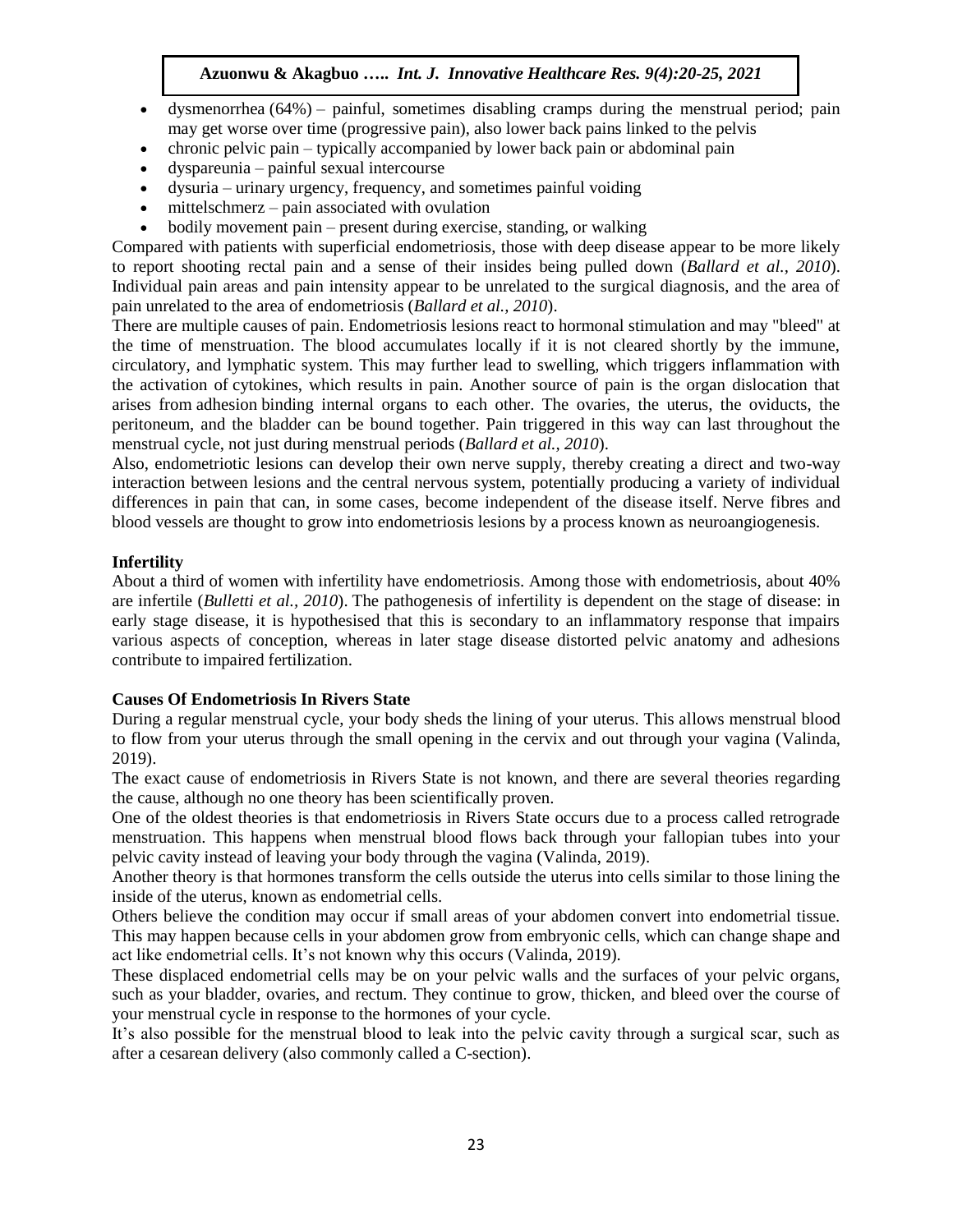- dysmenorrhea (64%) – painful, sometimes disabling cramps during the menstrual period; pain may get worse over time (progressive pain), also lower back pains linked to the pelvis
- chronic pelvic pain – typically accompanied by lower back pain or abdominal pain
- dyspareunia – painful sexual intercourse
- dysuria – urinary urgency, frequency, and sometimes painful voiding
- mittelschmerz – pain associated with ovulation
- bodily movement pain – present during exercise, standing, or walking

Compared with patients with superficial endometriosis, those with deep disease appear to be more likely to report shooting rectal pain and a sense of their insides being pulled down (*Ballard et al., 2010*). Individual pain areas and pain intensity appear to be unrelated to the surgical diagnosis, and the area of pain unrelated to the area of endometriosis (*Ballard et al., 2010*).

There are multiple causes of pain. Endometriosis lesions react to hormonal stimulation and may "bleed" at the time of menstruation. The blood accumulates locally if it is not cleared shortly by the immune, circulatory, and lymphatic system. This may further lead to swelling, which triggers inflammation with the activation of cytokines, which results in pain. Another source of pain is the organ dislocation that arises from adhesion binding internal organs to each other. The ovaries, the uterus, the oviducts, the peritoneum, and the bladder can be bound together. Pain triggered in this way can last throughout the menstrual cycle, not just during menstrual periods (*Ballard et al., 2010*).

Also, endometriotic lesions can develop their own nerve supply, thereby creating a direct and two-way interaction between lesions and the central nervous system, potentially producing a variety of individual differences in pain that can, in some cases, become independent of the disease itself. Nerve fibres and blood vessels are thought to grow into endometriosis lesions by a process known as neuroangiogenesis.

**Infertility**

About a third of women with infertility have endometriosis. Among those with endometriosis, about 40% are infertile (*Bulletti et al., 2010*). The pathogenesis of infertility is dependent on the stage of disease: in early stage disease, it is hypothesised that this is secondary to an inflammatory response that impairs various aspects of conception, whereas in later stage disease distorted pelvic anatomy and adhesions contribute to impaired fertilization.

**Causes Of Endometriosis In Rivers State**

During a regular menstrual cycle, your body sheds the lining of your uterus. This allows menstrual blood to flow from your uterus through the small opening in the cervix and out through your vagina (Valinda, 2019).

The exact cause of endometriosis in Rivers State is not known, and there are several theories regarding the cause, although no one theory has been scientifically proven.

One of the oldest theories is that endometriosis in Rivers State occurs due to a process called retrograde menstruation. This happens when menstrual blood flows back through your fallopian tubes into your pelvic cavity instead of leaving your body through the vagina (Valinda, 2019).

Another theory is that hormones transform the cells outside the uterus into cells similar to those lining the inside of the uterus, known as endometrial cells.

Others believe the condition may occur if small areas of your abdomen convert into endometrial tissue. This may happen because cells in your abdomen grow from embryonic cells, which can change shape and act like endometrial cells. It's not known why this occurs (Valinda, 2019).

These displaced endometrial cells may be on your pelvic walls and the surfaces of your pelvic organs, such as your bladder, ovaries, and rectum. They continue to grow, thicken, and bleed over the course of your menstrual cycle in response to the hormones of your cycle.

It's also possible for the menstrual blood to leak into the pelvic cavity through a surgical scar, such as after a cesarean delivery (also commonly called a C-section).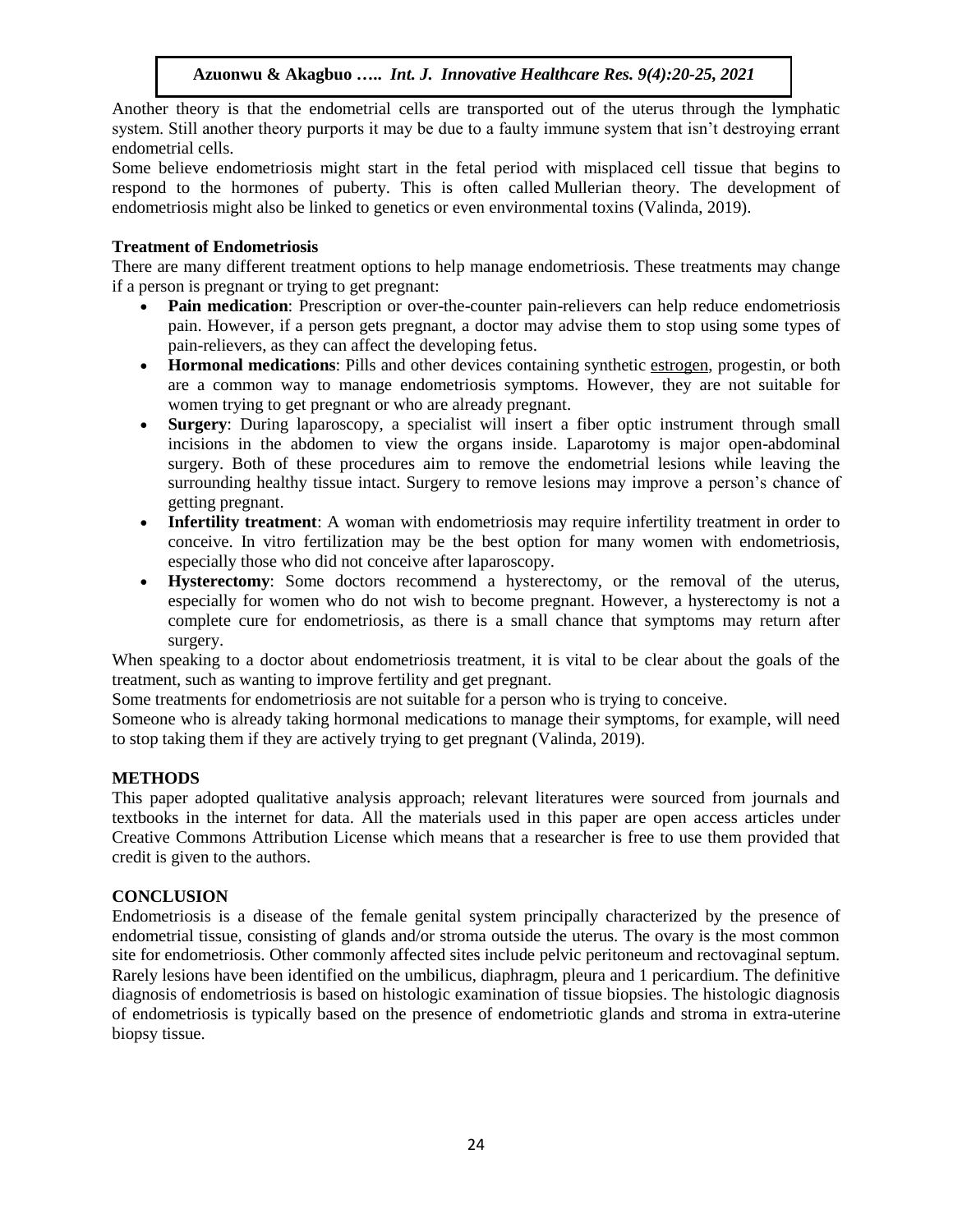Another theory is that the endometrial cells are transported out of the uterus through the lymphatic system. Still another theory purports it may be due to a faulty immune system that isn't destroying errant endometrial cells.

Some believe endometriosis might start in the fetal period with misplaced cell tissue that begins to respond to the hormones of puberty. This is often called Mullerian theory. The development of endometriosis might also be linked to genetics or even environmental toxins (Valinda, 2019).

### Treatment of Endometriosis

There are many different treatment options to help manage endometriosis. These treatments may change if a person is pregnant or trying to get pregnant:

- **Pain medication**: Prescription or over-the-counter pain-relievers can help reduce endometriosis pain. However, if a person gets pregnant, a doctor may advise them to stop using some types of pain-relievers, as they can affect the developing fetus.
- **Hormonal medications**: Pills and other devices containing synthetic estrogen, progestin, or both are a common way to manage endometriosis symptoms. However, they are not suitable for women trying to get pregnant or who are already pregnant.
- **Surgery**: During laparoscopy, a specialist will insert a fiber optic instrument through small incisions in the abdomen to view the organs inside. Laparotomy is major open-abdominal surgery. Both of these procedures aim to remove the endometrial lesions while leaving the surrounding healthy tissue intact. Surgery to remove lesions may improve a person's chance of getting pregnant.
- **Infertility treatment**: A woman with endometriosis may require infertility treatment in order to conceive. In vitro fertilization may be the best option for many women with endometriosis, especially those who did not conceive after laparoscopy.
- **Hysterectomy**: Some doctors recommend a hysterectomy, or the removal of the uterus, especially for women who do not wish to become pregnant. However, a hysterectomy is not a complete cure for endometriosis, as there is a small chance that symptoms may return after surgery.

When speaking to a doctor about endometriosis treatment, it is vital to be clear about the goals of the treatment, such as wanting to improve fertility and get pregnant.

Some treatments for endometriosis are not suitable for a person who is trying to conceive.

Someone who is already taking hormonal medications to manage their symptoms, for example, will need to stop taking them if they are actively trying to get pregnant (Valinda, 2019).

## METHODS

This paper adopted qualitative analysis approach; relevant literatures were sourced from journals and textbooks in the internet for data. All the materials used in this paper are open access articles under Creative Commons Attribution License which means that a researcher is free to use them provided that credit is given to the authors.

## CONCLUSION

Endometriosis is a disease of the female genital system principally characterized by the presence of endometrial tissue, consisting of glands and/or stroma outside the uterus. The ovary is the most common site for endometriosis. Other commonly affected sites include pelvic peritoneum and rectovaginal septum. Rarely lesions have been identified on the umbilicus, diaphragm, pleura and 1 pericardium. The definitive diagnosis of endometriosis is based on histologic examination of tissue biopsies. The histologic diagnosis of endometriosis is typically based on the presence of endometriotic glands and stroma in extra-uterine biopsy tissue.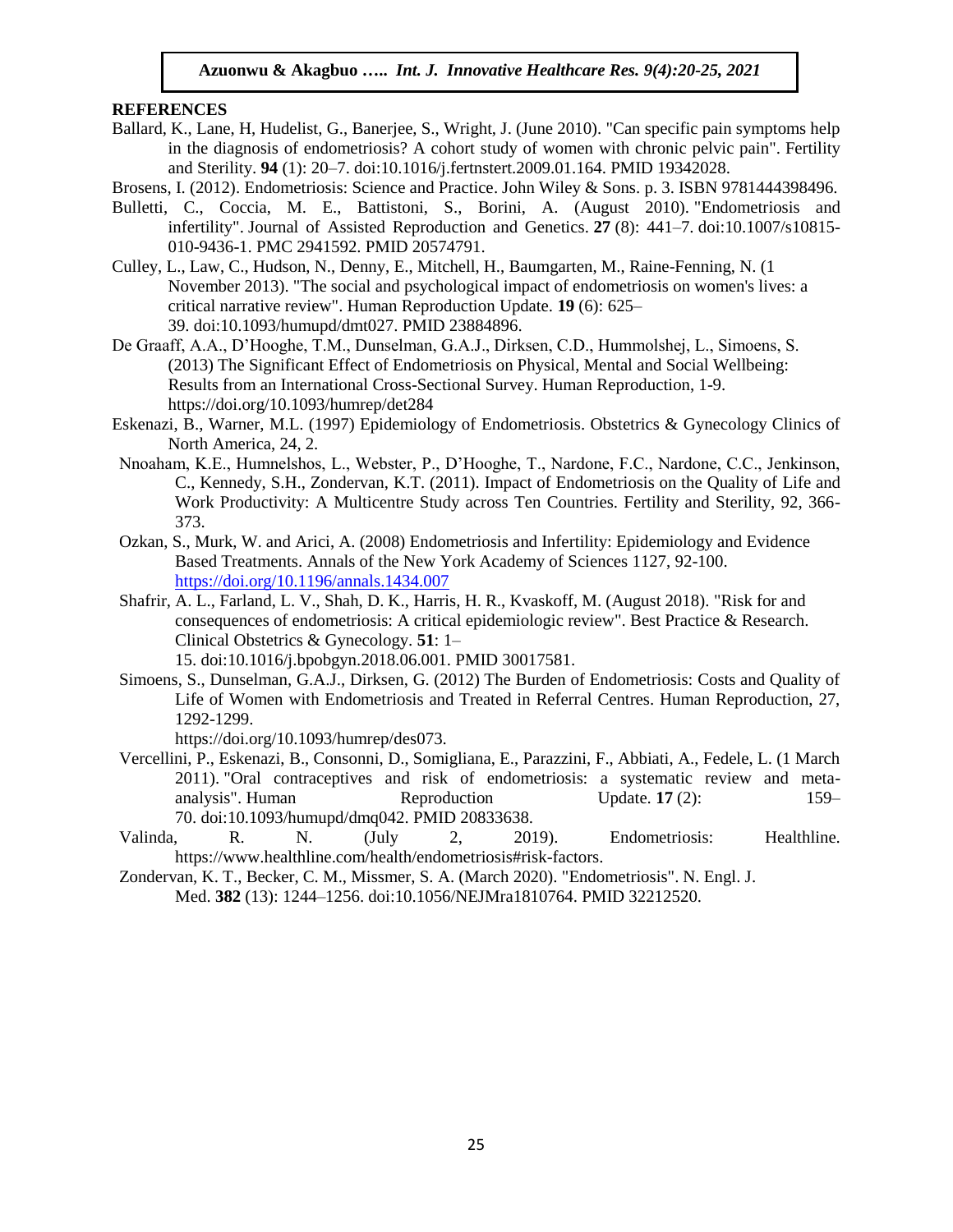**REFERENCES**

Ballard, K., Lane, H, Hudelist, G., Banerjee, S., Wright, J. (June 2010). "Can specific pain symptoms help in the diagnosis of endometriosis? A cohort study of women with chronic pelvic pain". Fertility and Sterility. **94** (1): 20–7. doi:10.1016/j.fertnstert.2009.01.164. PMID 19342028.

Brosens, I. (2012). Endometriosis: Science and Practice. John Wiley & Sons. p. 3. ISBN 9781444398496.

Bulletti, C., Coccia, M. E., Battistoni, S., Borini, A. (August 2010). "Endometriosis and infertility". Journal of Assisted Reproduction and Genetics. **27** (8): 441–7. doi:10.1007/s10815-010-9436-1. PMC 2941592. PMID 20574791.

Culley, L., Law, C., Hudson, N., Denny, E., Mitchell, H., Baumgarten, M., Raine-Fenning, N. (1 November 2013). "The social and psychological impact of endometriosis on women's lives: a critical narrative review". Human Reproduction Update. **19** (6): 625–39. doi:10.1093/humupd/dmt027. PMID 23884896.

De Graaff, A.A., D'Hooghe, T.M., Dunselman, G.A.J., Dirksen, C.D., Hummolshej, L., Simoens, S. (2013) The Significant Effect of Endometriosis on Physical, Mental and Social Wellbeing: Results from an International Cross-Sectional Survey. Human Reproduction, 1-9. https://doi.org/10.1093/humrep/det284

Eskenazi, B., Warner, M.L. (1997) Epidemiology of Endometriosis. Obstetrics & Gynecology Clinics of North America, 24, 2.

Nnoaham, K.E., Humnelshos, L., Webster, P., D'Hooghe, T., Nardone, F.C., Nardone, C.C., Jenkinson, C., Kennedy, S.H., Zondervan, K.T. (2011). Impact of Endometriosis on the Quality of Life and Work Productivity: A Multicentre Study across Ten Countries. Fertility and Sterility, 92, 366-373.

Ozkan, S., Murk, W. and Arici, A. (2008) Endometriosis and Infertility: Epidemiology and Evidence Based Treatments. Annals of the New York Academy of Sciences 1127, 92-100. https://doi.org/10.1196/annals.1434.007

Shafrir, A. L., Farland, L. V., Shah, D. K., Harris, H. R., Kvaskoff, M. (August 2018). "Risk for and consequences of endometriosis: A critical epidemiologic review". Best Practice & Research. Clinical Obstetrics & Gynecology. **51**: 1–15. doi:10.1016/j.bpobgyn.2018.06.001. PMID 30017581.

Simoens, S., Dunselman, G.A.J., Dirksen, G. (2012) The Burden of Endometriosis: Costs and Quality of Life of Women with Endometriosis and Treated in Referral Centres. Human Reproduction, 27, 1292-1299. https://doi.org/10.1093/humrep/des073.

Vercellini, P., Eskenazi, B., Consonni, D., Somigliana, E., Parazzini, F., Abbiati, A., Fedele, L. (1 March 2011). "Oral contraceptives and risk of endometriosis: a systematic review and meta-analysis". Human Reproduction Update. **17** (2): 159–70. doi:10.1093/humupd/dmq042. PMID 20833638.

Valinda, R. N. (July 2, 2019). Endometriosis: Healthline. https://www.healthline.com/health/endometriosis#risk-factors.

Zondervan, K. T., Becker, C. M., Missmer, S. A. (March 2020). "Endometriosis". N. Engl. J. Med. **382** (13): 1244–1256. doi:10.1056/NEJMra1810764. PMID 32212520.